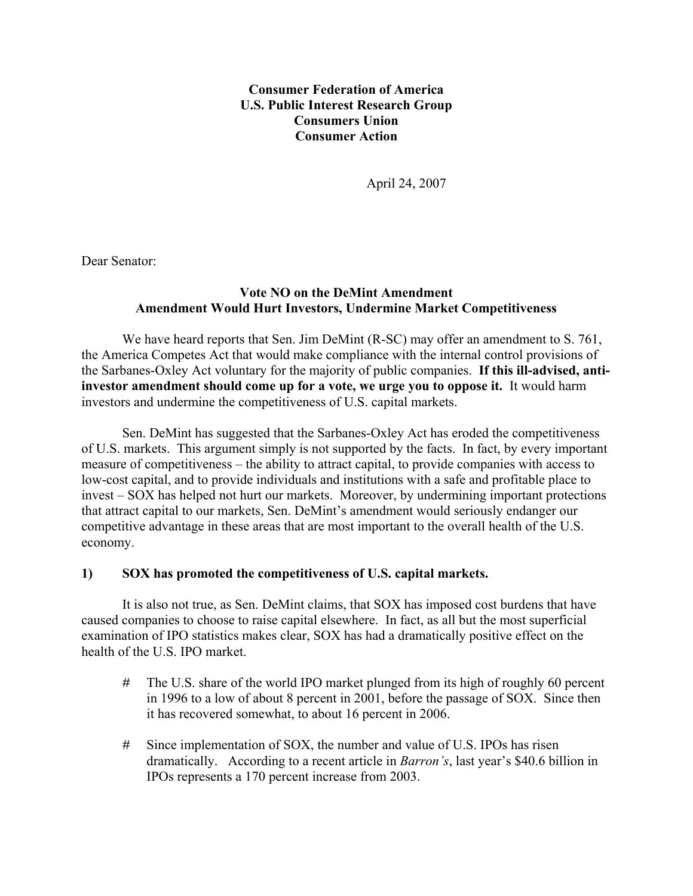**Consumer Federation of America**
**U.S. Public Interest Research Group**
**Consumers Union**
**Consumer Action**

April 24, 2007

Dear Senator:

**Vote NO on the DeMint Amendment**
**Amendment Would Hurt Investors, Undermine Market Competitiveness**

We have heard reports that Sen. Jim DeMint (R-SC) may offer an amendment to S. 761, the America Competes Act that would make compliance with the internal control provisions of the Sarbanes-Oxley Act voluntary for the majority of public companies. **If this ill-advised, anti-investor amendment should come up for a vote, we urge you to oppose it.** It would harm investors and undermine the competitiveness of U.S. capital markets.

Sen. DeMint has suggested that the Sarbanes-Oxley Act has eroded the competitiveness of U.S. markets. This argument simply is not supported by the facts. In fact, by every important measure of competitiveness – the ability to attract capital, to provide companies with access to low-cost capital, and to provide individuals and institutions with a safe and profitable place to invest – SOX has helped not hurt our markets. Moreover, by undermining important protections that attract capital to our markets, Sen. DeMint's amendment would seriously endanger our competitive advantage in these areas that are most important to the overall health of the U.S. economy.

**1) SOX has promoted the competitiveness of U.S. capital markets.**

It is also not true, as Sen. DeMint claims, that SOX has imposed cost burdens that have caused companies to choose to raise capital elsewhere. In fact, as all but the most superficial examination of IPO statistics makes clear, SOX has had a dramatically positive effect on the health of the U.S. IPO market.

- The U.S. share of the world IPO market plunged from its high of roughly 60 percent in 1996 to a low of about 8 percent in 2001, before the passage of SOX. Since then it has recovered somewhat, to about 16 percent in 2006.

- Since implementation of SOX, the number and value of U.S. IPOs has risen dramatically. According to a recent article in *Barron's*, last year's $40.6 billion in IPOs represents a 170 percent increase from 2003.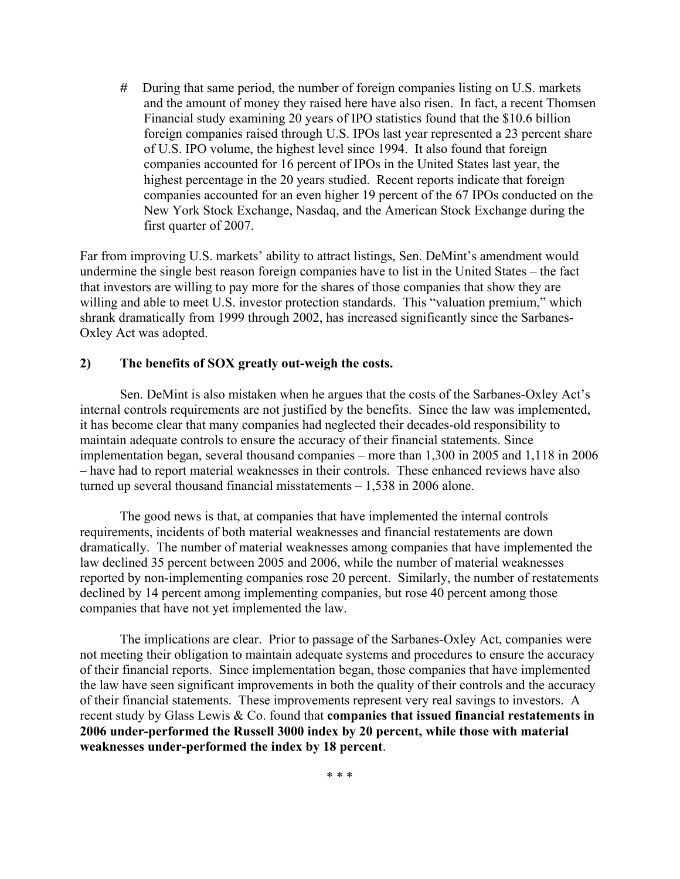# During that same period, the number of foreign companies listing on U.S. markets and the amount of money they raised here have also risen. In fact, a recent Thomsen Financial study examining 20 years of IPO statistics found that the $10.6 billion foreign companies raised through U.S. IPOs last year represented a 23 percent share of U.S. IPO volume, the highest level since 1994. It also found that foreign companies accounted for 16 percent of IPOs in the United States last year, the highest percentage in the 20 years studied. Recent reports indicate that foreign companies accounted for an even higher 19 percent of the 67 IPOs conducted on the New York Stock Exchange, Nasdaq, and the American Stock Exchange during the first quarter of 2007.

Far from improving U.S. markets' ability to attract listings, Sen. DeMint's amendment would undermine the single best reason foreign companies have to list in the United States – the fact that investors are willing to pay more for the shares of those companies that show they are willing and able to meet U.S. investor protection standards. This "valuation premium," which shrank dramatically from 1999 through 2002, has increased significantly since the Sarbanes-Oxley Act was adopted.

**2) The benefits of SOX greatly out-weigh the costs.**

Sen. DeMint is also mistaken when he argues that the costs of the Sarbanes-Oxley Act's internal controls requirements are not justified by the benefits. Since the law was implemented, it has become clear that many companies had neglected their decades-old responsibility to maintain adequate controls to ensure the accuracy of their financial statements. Since implementation began, several thousand companies – more than 1,300 in 2005 and 1,118 in 2006 – have had to report material weaknesses in their controls. These enhanced reviews have also turned up several thousand financial misstatements – 1,538 in 2006 alone.

The good news is that, at companies that have implemented the internal controls requirements, incidents of both material weaknesses and financial restatements are down dramatically. The number of material weaknesses among companies that have implemented the law declined 35 percent between 2005 and 2006, while the number of material weaknesses reported by non-implementing companies rose 20 percent. Similarly, the number of restatements declined by 14 percent among implementing companies, but rose 40 percent among those companies that have not yet implemented the law.

The implications are clear. Prior to passage of the Sarbanes-Oxley Act, companies were not meeting their obligation to maintain adequate systems and procedures to ensure the accuracy of their financial reports. Since implementation began, those companies that have implemented the law have seen significant improvements in both the quality of their controls and the accuracy of their financial statements. These improvements represent very real savings to investors. A recent study by Glass Lewis & Co. found that **companies that issued financial restatements in 2006 under-performed the Russell 3000 index by 20 percent, while those with material weaknesses under-performed the index by 18 percent**.

\* \* \*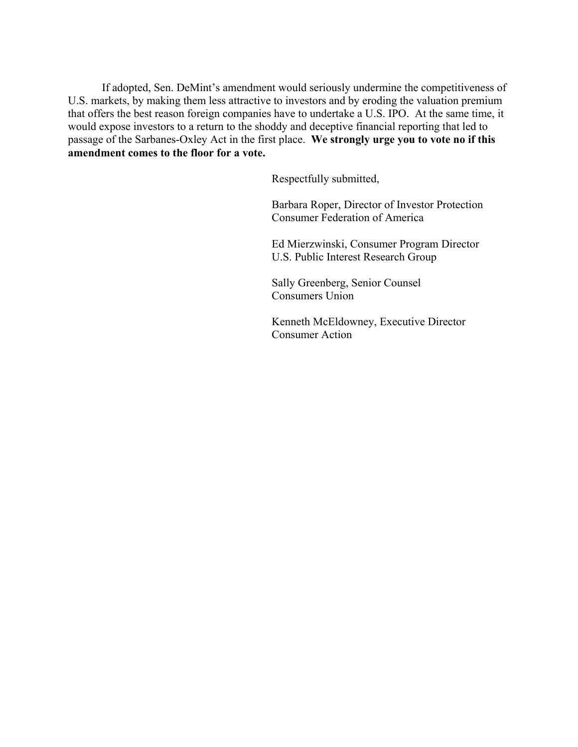If adopted, Sen. DeMint's amendment would seriously undermine the competitiveness of U.S. markets, by making them less attractive to investors and by eroding the valuation premium that offers the best reason foreign companies have to undertake a U.S. IPO. At the same time, it would expose investors to a return to the shoddy and deceptive financial reporting that led to passage of the Sarbanes-Oxley Act in the first place. **We strongly urge you to vote no if this amendment comes to the floor for a vote.**

Respectfully submitted,

Barbara Roper, Director of Investor Protection
Consumer Federation of America

Ed Mierzwinski, Consumer Program Director
U.S. Public Interest Research Group

Sally Greenberg, Senior Counsel
Consumers Union

Kenneth McEldowney, Executive Director
Consumer Action